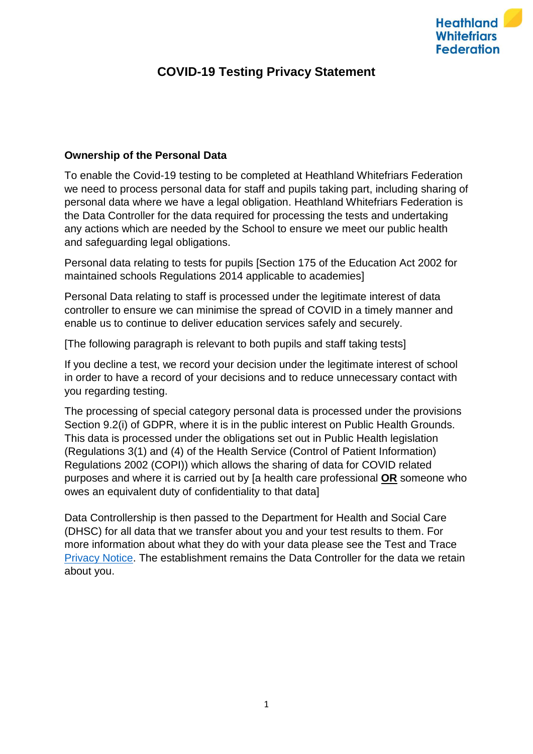Heathland Whitefriars Federation

# COVID-19 Testing Privacy Statement

### Ownership of the Personal Data

To enable the Covid-19 testing to be completed at Heathland Whitefriars Federation we need to process personal data for staff and pupils taking part, including sharing of personal data where we have a legal obligation. Heathland Whitefriars Federation is the Data Controller for the data required for processing the tests and undertaking any actions which are needed by the School to ensure we meet our public health and safeguarding legal obligations.

Personal data relating to tests for pupils [Section 175 of the Education Act 2002 for maintained schools Regulations 2014 applicable to academies]

Personal Data relating to staff is processed under the legitimate interest of data controller to ensure we can minimise the spread of COVID in a timely manner and enable us to continue to deliver education services safely and securely.

[The following paragraph is relevant to both pupils and staff taking tests]

If you decline a test, we record your decision under the legitimate interest of school in order to have a record of your decisions and to reduce unnecessary contact with you regarding testing.

The processing of special category personal data is processed under the provisions Section 9.2(i) of GDPR, where it is in the public interest on Public Health Grounds. This data is processed under the obligations set out in Public Health legislation (Regulations 3(1) and (4) of the Health Service (Control of Patient Information) Regulations 2002 (COPI)) which allows the sharing of data for COVID related purposes and where it is carried out by [a health care professional **OR** someone who owes an equivalent duty of confidentiality to that data]

Data Controllership is then passed to the Department for Health and Social Care (DHSC) for all data that we transfer about you and your test results to them. For more information about what they do with your data please see the Test and Trace Privacy Notice. The establishment remains the Data Controller for the data we retain about you.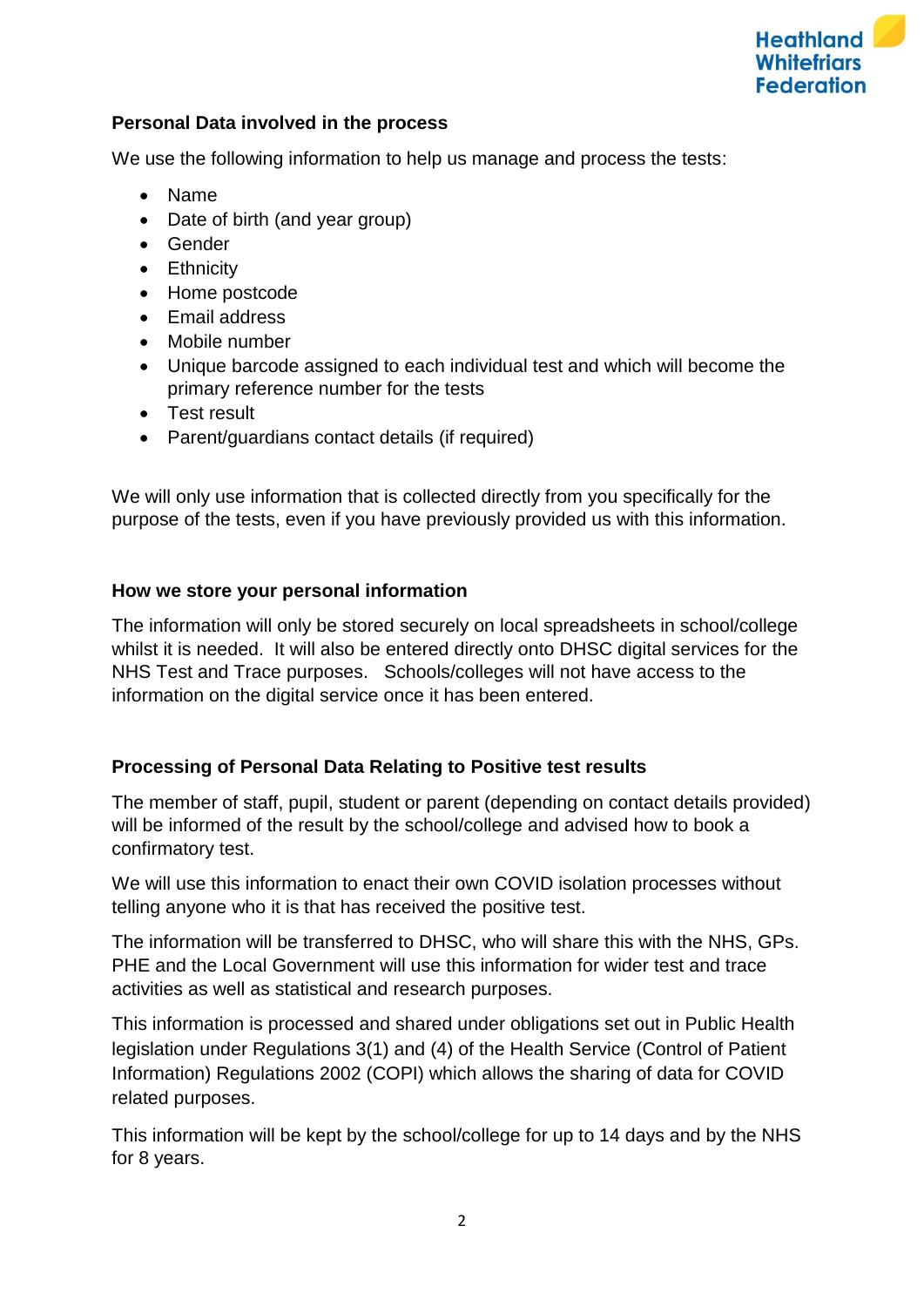### Personal Data involved in the process

We use the following information to help us manage and process the tests:

- Name
- Date of birth (and year group)
- Gender
- Ethnicity
- Home postcode
- Email address
- Mobile number
- Unique barcode assigned to each individual test and which will become the primary reference number for the tests
- Test result
- Parent/guardians contact details (if required)

We will only use information that is collected directly from you specifically for the purpose of the tests, even if you have previously provided us with this information.

### How we store your personal information

The information will only be stored securely on local spreadsheets in school/college whilst it is needed. It will also be entered directly onto DHSC digital services for the NHS Test and Trace purposes. Schools/colleges will not have access to the information on the digital service once it has been entered.

### Processing of Personal Data Relating to Positive test results

The member of staff, pupil, student or parent (depending on contact details provided) will be informed of the result by the school/college and advised how to book a confirmatory test.

We will use this information to enact their own COVID isolation processes without telling anyone who it is that has received the positive test.

The information will be transferred to DHSC, who will share this with the NHS, GPs. PHE and the Local Government will use this information for wider test and trace activities as well as statistical and research purposes.

This information is processed and shared under obligations set out in Public Health legislation under Regulations 3(1) and (4) of the Health Service (Control of Patient Information) Regulations 2002 (COPI) which allows the sharing of data for COVID related purposes.

This information will be kept by the school/college for up to 14 days and by the NHS for 8 years.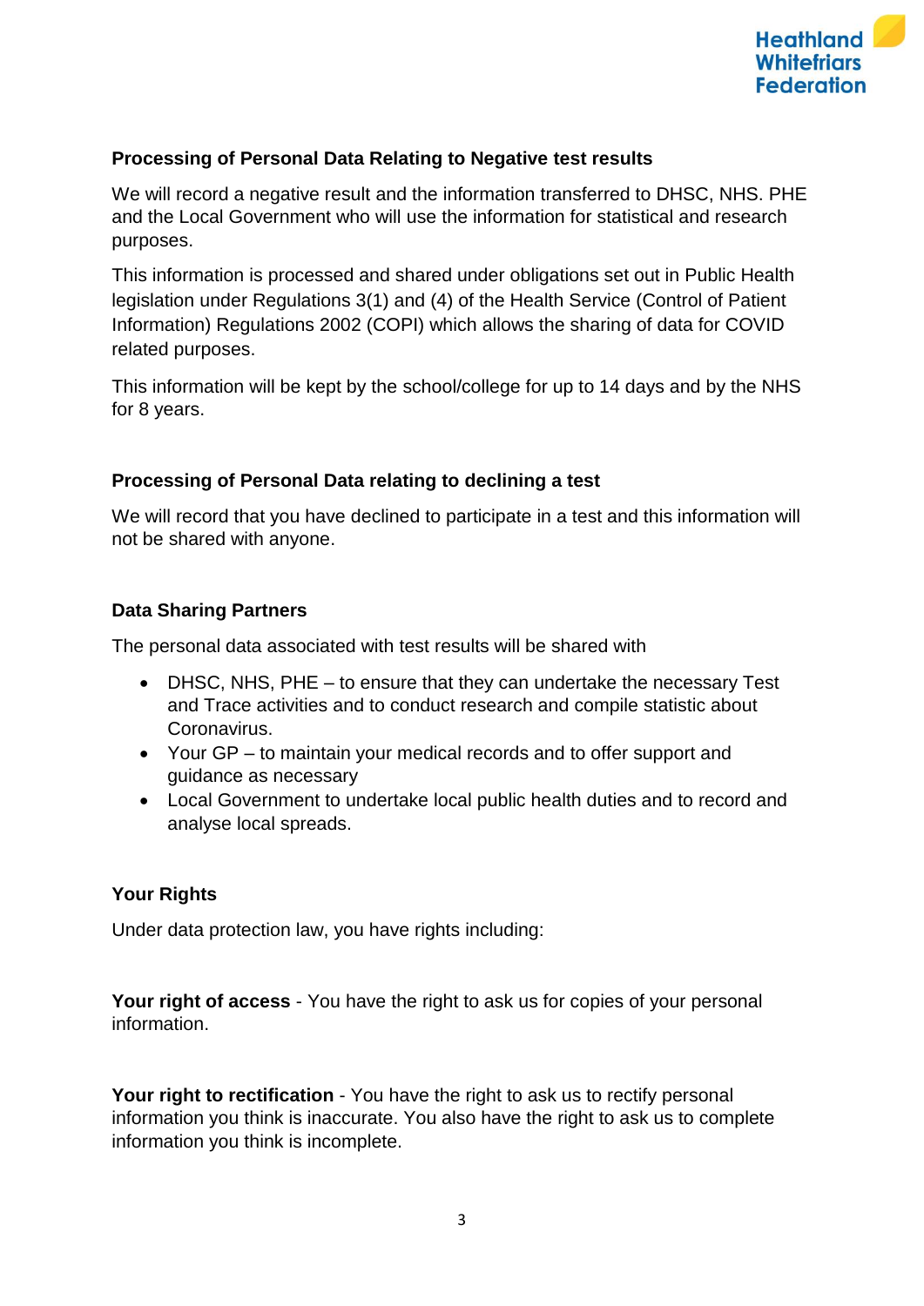### Processing of Personal Data Relating to Negative test results

We will record a negative result and the information transferred to DHSC, NHS. PHE and the Local Government who will use the information for statistical and research purposes.

This information is processed and shared under obligations set out in Public Health legislation under Regulations 3(1) and (4) of the Health Service (Control of Patient Information) Regulations 2002 (COPI) which allows the sharing of data for COVID related purposes.

This information will be kept by the school/college for up to 14 days and by the NHS for 8 years.

### Processing of Personal Data relating to declining a test

We will record that you have declined to participate in a test and this information will not be shared with anyone.

### Data Sharing Partners

The personal data associated with test results will be shared with

- DHSC, NHS, PHE – to ensure that they can undertake the necessary Test and Trace activities and to conduct research and compile statistic about Coronavirus.
- Your GP – to maintain your medical records and to offer support and guidance as necessary
- Local Government to undertake local public health duties and to record and analyse local spreads.

### Your Rights

Under data protection law, you have rights including:

**Your right of access** - You have the right to ask us for copies of your personal information.

**Your right to rectification** - You have the right to ask us to rectify personal information you think is inaccurate. You also have the right to ask us to complete information you think is incomplete.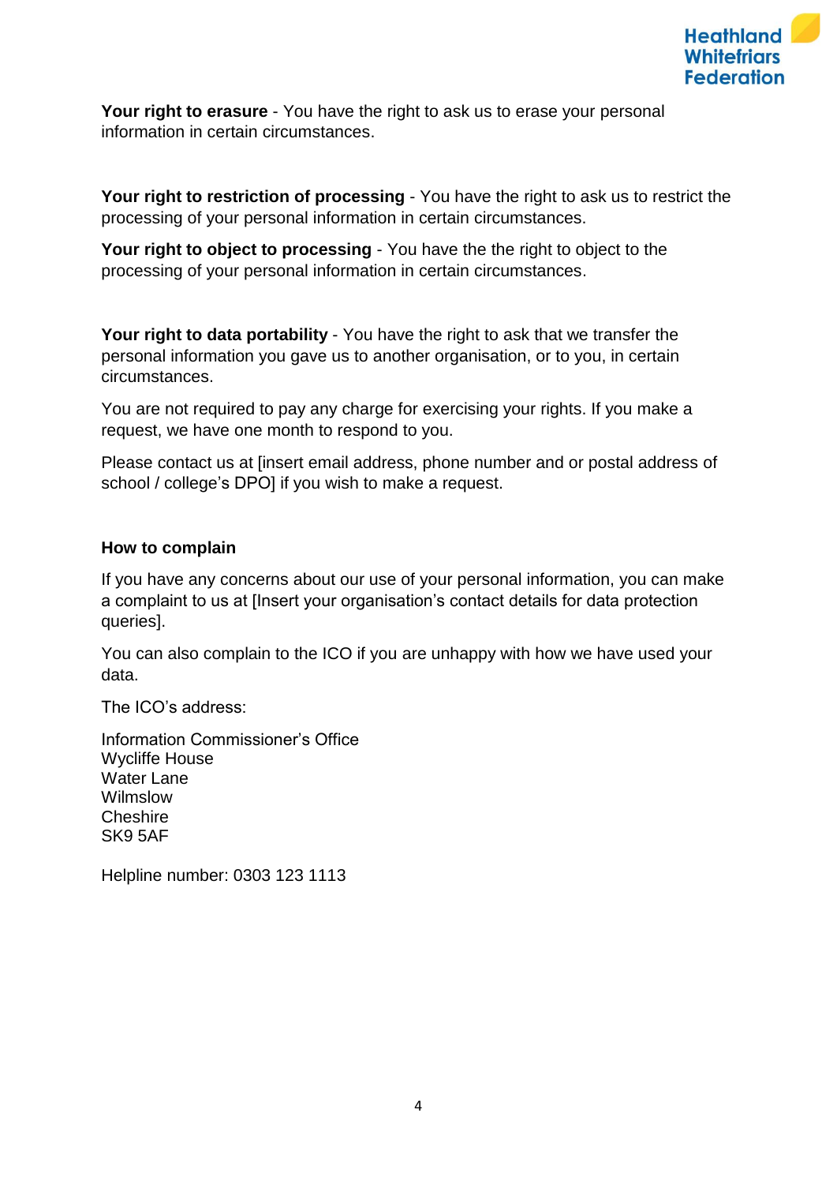**Your right to erasure** - You have the right to ask us to erase your personal information in certain circumstances.

**Your right to restriction of processing** - You have the right to ask us to restrict the processing of your personal information in certain circumstances.

**Your right to object to processing** - You have the the right to object to the processing of your personal information in certain circumstances.

**Your right to data portability** - You have the right to ask that we transfer the personal information you gave us to another organisation, or to you, in certain circumstances.

You are not required to pay any charge for exercising your rights. If you make a request, we have one month to respond to you.

Please contact us at [insert email address, phone number and or postal address of school / college's DPO] if you wish to make a request.

**How to complain**

If you have any concerns about our use of your personal information, you can make a complaint to us at [Insert your organisation's contact details for data protection queries].

You can also complain to the ICO if you are unhappy with how we have used your data.

The ICO's address:

Information Commissioner's Office
Wycliffe House
Water Lane
Wilmslow
Cheshire
SK9 5AF

Helpline number: 0303 123 1113